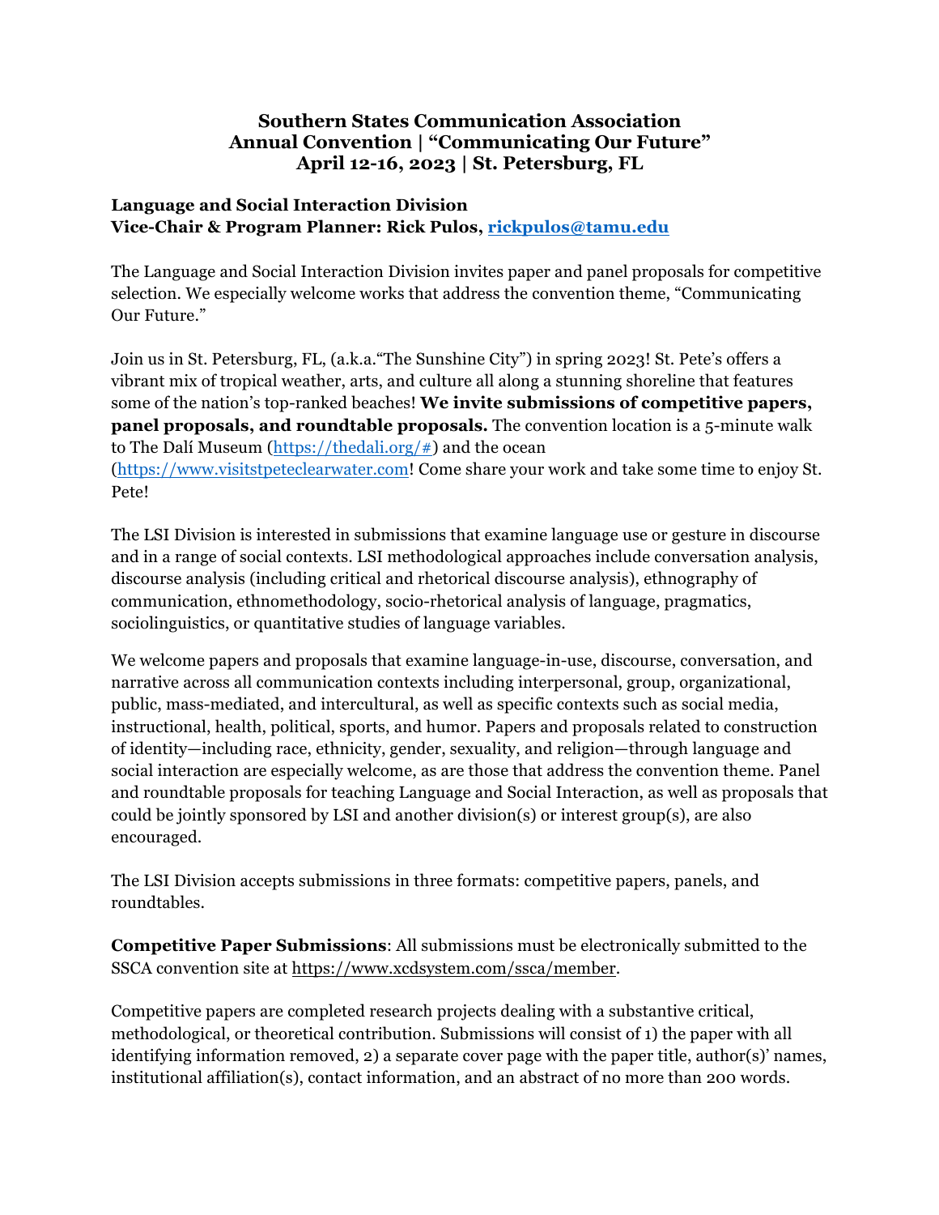# Southern States Communication Association
# Annual Convention | "Communicating Our Future"
# April 12-16, 2023 | St. Petersburg, FL

**Language and Social Interaction Division**
**Vice-Chair & Program Planner: Rick Pulos, rickpulos@tamu.edu**

The Language and Social Interaction Division invites paper and panel proposals for competitive selection. We especially welcome works that address the convention theme, "Communicating Our Future."

Join us in St. Petersburg, FL, (a.k.a."The Sunshine City") in spring 2023! St. Pete's offers a vibrant mix of tropical weather, arts, and culture all along a stunning shoreline that features some of the nation's top-ranked beaches! **We invite submissions of competitive papers, panel proposals, and roundtable proposals.** The convention location is a 5-minute walk to The Dalí Museum (https://thedali.org/#) and the ocean (https://www.visitstpeteclearwater.com! Come share your work and take some time to enjoy St. Pete!

The LSI Division is interested in submissions that examine language use or gesture in discourse and in a range of social contexts. LSI methodological approaches include conversation analysis, discourse analysis (including critical and rhetorical discourse analysis), ethnography of communication, ethnomethodology, socio-rhetorical analysis of language, pragmatics, sociolinguistics, or quantitative studies of language variables.

We welcome papers and proposals that examine language-in-use, discourse, conversation, and narrative across all communication contexts including interpersonal, group, organizational, public, mass-mediated, and intercultural, as well as specific contexts such as social media, instructional, health, political, sports, and humor. Papers and proposals related to construction of identity—including race, ethnicity, gender, sexuality, and religion—through language and social interaction are especially welcome, as are those that address the convention theme. Panel and roundtable proposals for teaching Language and Social Interaction, as well as proposals that could be jointly sponsored by LSI and another division(s) or interest group(s), are also encouraged.

The LSI Division accepts submissions in three formats: competitive papers, panels, and roundtables.

**Competitive Paper Submissions**: All submissions must be electronically submitted to the SSCA convention site at https://www.xcdsystem.com/ssca/member.

Competitive papers are completed research projects dealing with a substantive critical, methodological, or theoretical contribution. Submissions will consist of 1) the paper with all identifying information removed, 2) a separate cover page with the paper title, author(s)' names, institutional affiliation(s), contact information, and an abstract of no more than 200 words.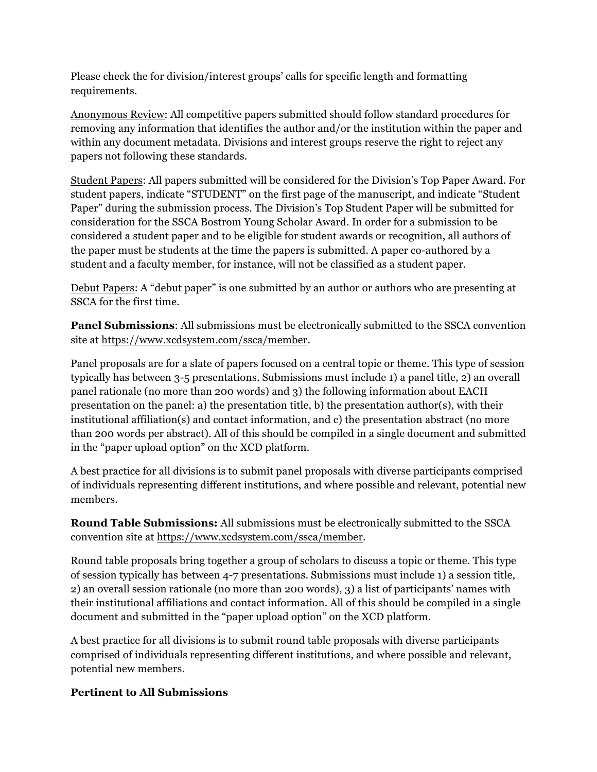Please check the for division/interest groups' calls for specific length and formatting requirements.

Anonymous Review: All competitive papers submitted should follow standard procedures for removing any information that identifies the author and/or the institution within the paper and within any document metadata. Divisions and interest groups reserve the right to reject any papers not following these standards.

Student Papers: All papers submitted will be considered for the Division's Top Paper Award. For student papers, indicate "STUDENT" on the first page of the manuscript, and indicate "Student Paper" during the submission process. The Division's Top Student Paper will be submitted for consideration for the SSCA Bostrom Young Scholar Award. In order for a submission to be considered a student paper and to be eligible for student awards or recognition, all authors of the paper must be students at the time the papers is submitted. A paper co-authored by a student and a faculty member, for instance, will not be classified as a student paper.

Debut Papers: A "debut paper" is one submitted by an author or authors who are presenting at SSCA for the first time.

**Panel Submissions**: All submissions must be electronically submitted to the SSCA convention site at https://www.xcdsystem.com/ssca/member.

Panel proposals are for a slate of papers focused on a central topic or theme. This type of session typically has between 3-5 presentations. Submissions must include 1) a panel title, 2) an overall panel rationale (no more than 200 words) and 3) the following information about EACH presentation on the panel: a) the presentation title, b) the presentation author(s), with their institutional affiliation(s) and contact information, and c) the presentation abstract (no more than 200 words per abstract). All of this should be compiled in a single document and submitted in the "paper upload option" on the XCD platform.

A best practice for all divisions is to submit panel proposals with diverse participants comprised of individuals representing different institutions, and where possible and relevant, potential new members.

**Round Table Submissions:** All submissions must be electronically submitted to the SSCA convention site at https://www.xcdsystem.com/ssca/member.

Round table proposals bring together a group of scholars to discuss a topic or theme. This type of session typically has between 4-7 presentations. Submissions must include 1) a session title, 2) an overall session rationale (no more than 200 words), 3) a list of participants' names with their institutional affiliations and contact information. All of this should be compiled in a single document and submitted in the "paper upload option" on the XCD platform.

A best practice for all divisions is to submit round table proposals with diverse participants comprised of individuals representing different institutions, and where possible and relevant, potential new members.

**Pertinent to All Submissions**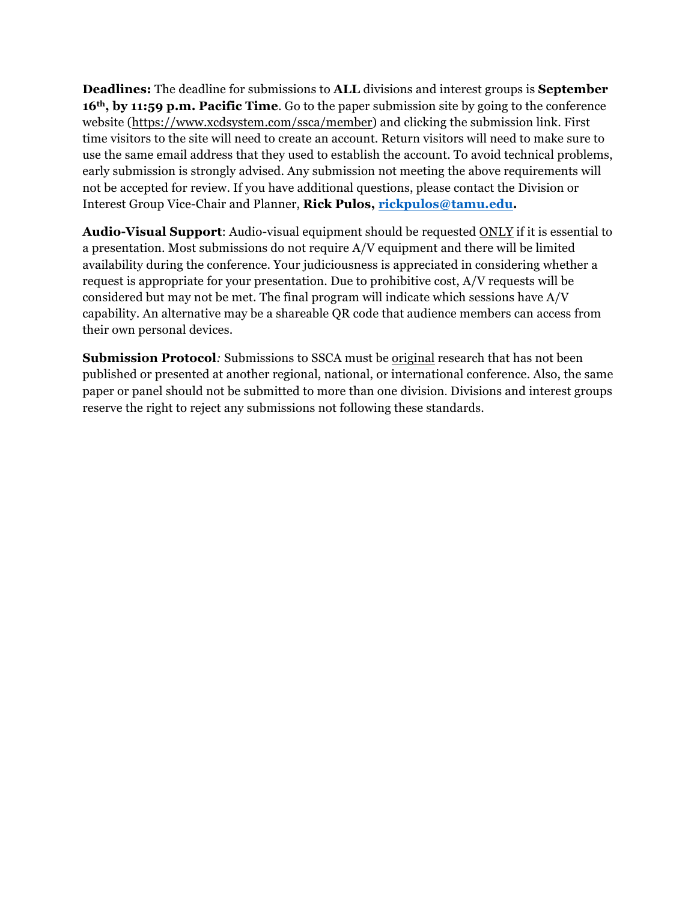**Deadlines:** The deadline for submissions to **ALL** divisions and interest groups is **September 16th, by 11:59 p.m. Pacific Time**. Go to the paper submission site by going to the conference website (https://www.xcdsystem.com/ssca/member) and clicking the submission link. First time visitors to the site will need to create an account. Return visitors will need to make sure to use the same email address that they used to establish the account. To avoid technical problems, early submission is strongly advised. Any submission not meeting the above requirements will not be accepted for review. If you have additional questions, please contact the Division or Interest Group Vice-Chair and Planner, **Rick Pulos, rickpulos@tamu.edu.**

**Audio-Visual Support**: Audio-visual equipment should be requested ONLY if it is essential to a presentation. Most submissions do not require A/V equipment and there will be limited availability during the conference. Your judiciousness is appreciated in considering whether a request is appropriate for your presentation. Due to prohibitive cost, A/V requests will be considered but may not be met. The final program will indicate which sessions have A/V capability. An alternative may be a shareable QR code that audience members can access from their own personal devices.

**Submission Protocol***:* Submissions to SSCA must be original research that has not been published or presented at another regional, national, or international conference. Also, the same paper or panel should not be submitted to more than one division. Divisions and interest groups reserve the right to reject any submissions not following these standards.